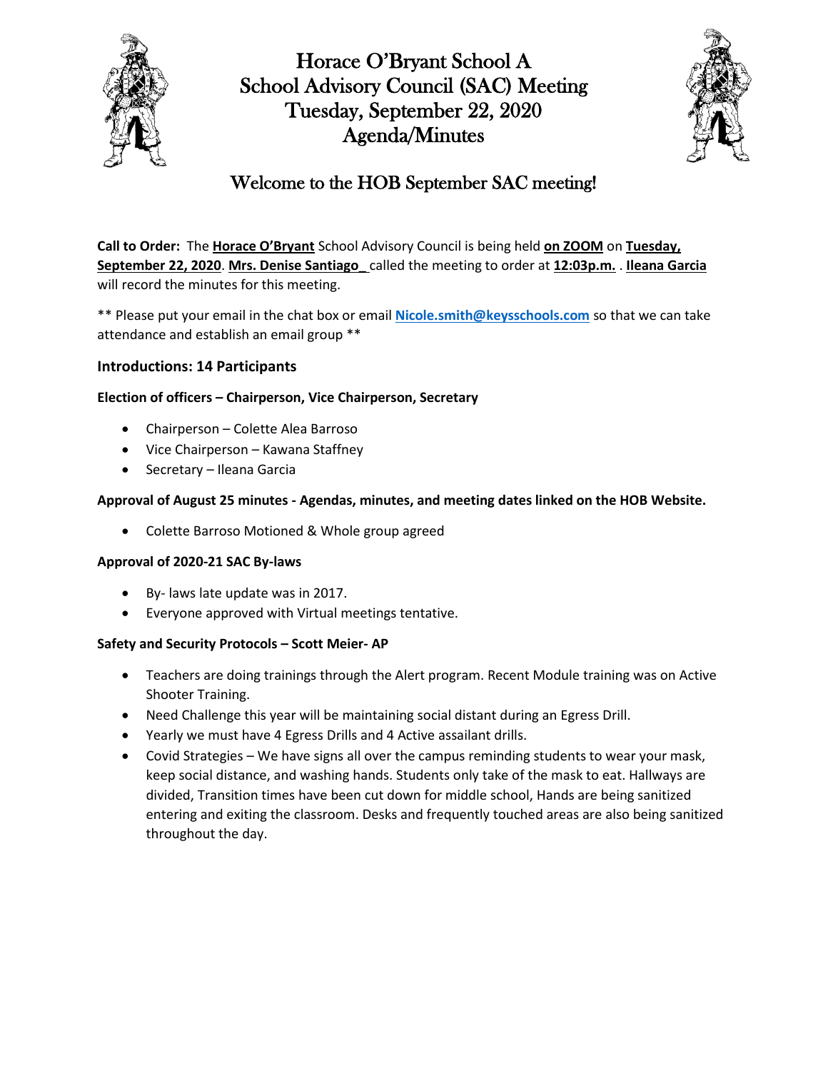# Horace O'Bryant School A
# School Advisory Council (SAC) Meeting
# Tuesday, September 22, 2020
# Agenda/Minutes

## Welcome to the HOB September SAC meeting!

**Call to Order:** The **Horace O'Bryant** School Advisory Council is being held **on ZOOM** on **Tuesday, September 22, 2020**. **Mrs. Denise Santiago_** called the meeting to order at **12:03p.m.** . **Ileana Garcia** will record the minutes for this meeting.

** Please put your email in the chat box or email **Nicole.smith@keysschools.com** so that we can take attendance and establish an email group **

### Introductions: 14 Participants

**Election of officers – Chairperson, Vice Chairperson, Secretary**

- Chairperson – Colette Alea Barroso
- Vice Chairperson – Kawana Staffney
- Secretary – Ileana Garcia

**Approval of August 25 minutes - Agendas, minutes, and meeting dates linked on the HOB Website.**

- Colette Barroso Motioned & Whole group agreed

**Approval of 2020-21 SAC By-laws**

- By- laws late update was in 2017.
- Everyone approved with Virtual meetings tentative.

**Safety and Security Protocols – Scott Meier- AP**

- Teachers are doing trainings through the Alert program. Recent Module training was on Active Shooter Training.
- Need Challenge this year will be maintaining social distant during an Egress Drill.
- Yearly we must have 4 Egress Drills and 4 Active assailant drills.
- Covid Strategies – We have signs all over the campus reminding students to wear your mask, keep social distance, and washing hands. Students only take of the mask to eat. Hallways are divided, Transition times have been cut down for middle school, Hands are being sanitized entering and exiting the classroom. Desks and frequently touched areas are also being sanitized throughout the day.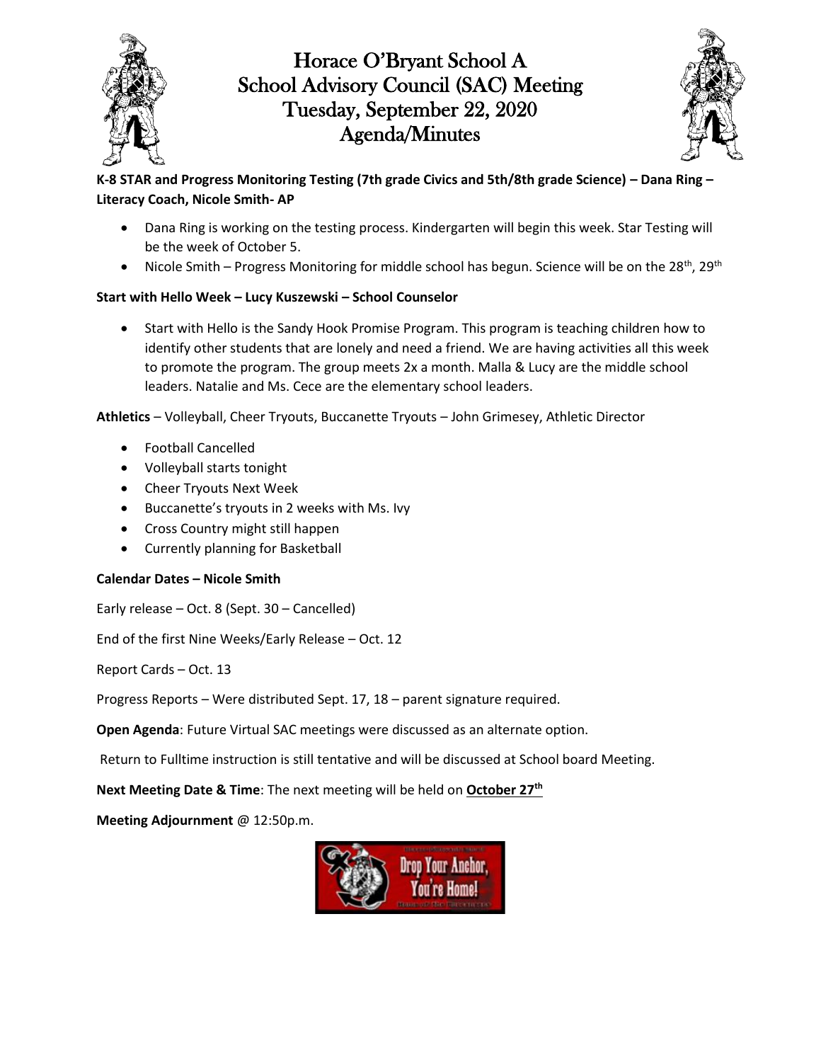# Horace O'Bryant School A
# School Advisory Council (SAC) Meeting
# Tuesday, September 22, 2020
# Agenda/Minutes

**K-8 STAR and Progress Monitoring Testing (7th grade Civics and 5th/8th grade Science) – Dana Ring – Literacy Coach, Nicole Smith- AP**

- Dana Ring is working on the testing process. Kindergarten will begin this week. Star Testing will be the week of October 5.
- Nicole Smith – Progress Monitoring for middle school has begun. Science will be on the 28th, 29th

**Start with Hello Week – Lucy Kuszewski – School Counselor**

- Start with Hello is the Sandy Hook Promise Program. This program is teaching children how to identify other students that are lonely and need a friend. We are having activities all this week to promote the program. The group meets 2x a month. Malla & Lucy are the middle school leaders. Natalie and Ms. Cece are the elementary school leaders.

**Athletics** – Volleyball, Cheer Tryouts, Buccanette Tryouts – John Grimesey, Athletic Director

- Football Cancelled
- Volleyball starts tonight
- Cheer Tryouts Next Week
- Buccanette's tryouts in 2 weeks with Ms. Ivy
- Cross Country might still happen
- Currently planning for Basketball

**Calendar Dates – Nicole Smith**

Early release – Oct. 8 (Sept. 30 – Cancelled)

End of the first Nine Weeks/Early Release – Oct. 12

Report Cards – Oct. 13

Progress Reports – Were distributed Sept. 17, 18 – parent signature required.

**Open Agenda**: Future Virtual SAC meetings were discussed as an alternate option.

Return to Fulltime instruction is still tentative and will be discussed at School board Meeting.

**Next Meeting Date & Time**: The next meeting will be held on **October 27th**

**Meeting Adjournment** @ 12:50p.m.

Drop Your Anchor, You're Home!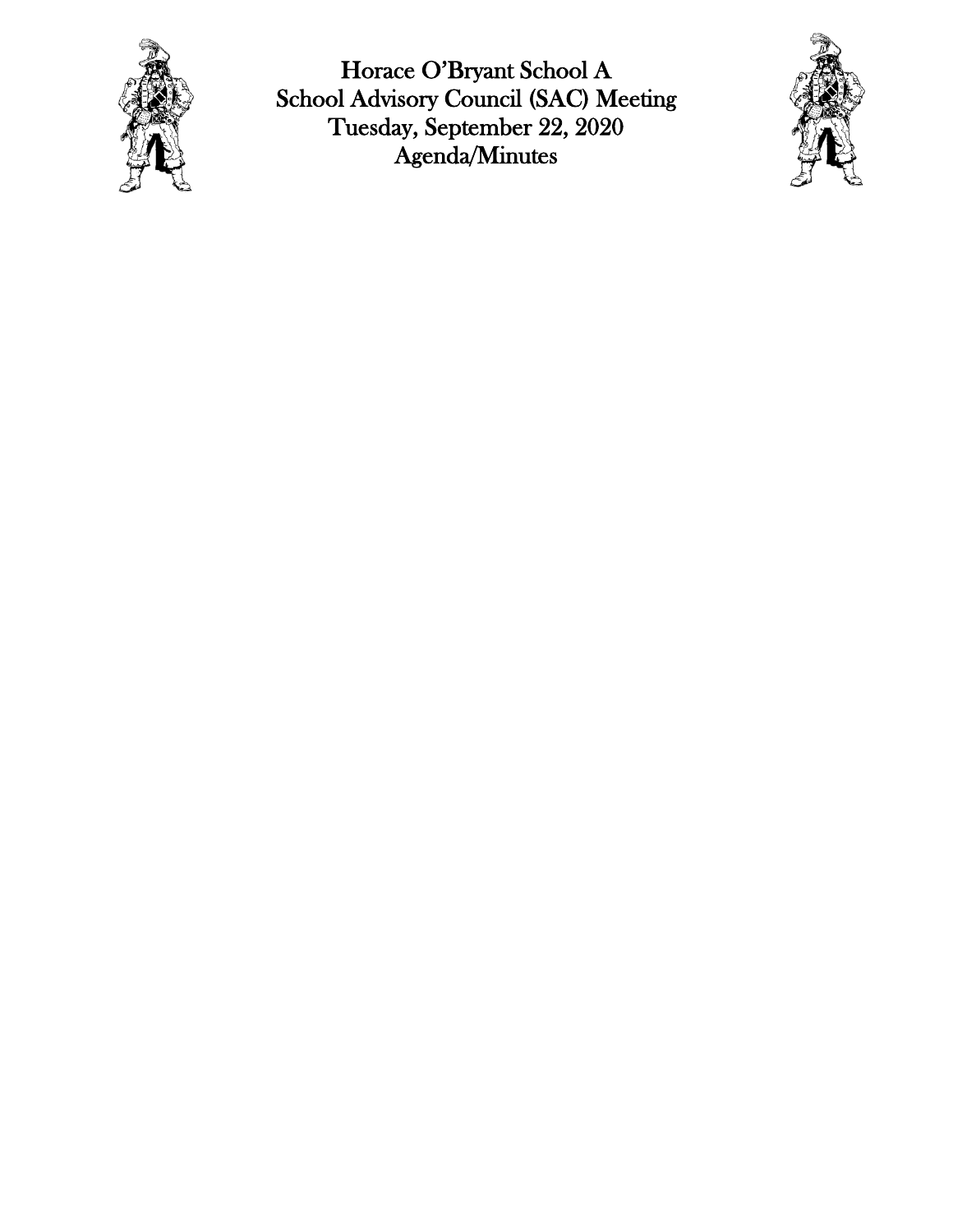Horace O'Bryant School A
School Advisory Council (SAC) Meeting
Tuesday, September 22, 2020
Agenda/Minutes